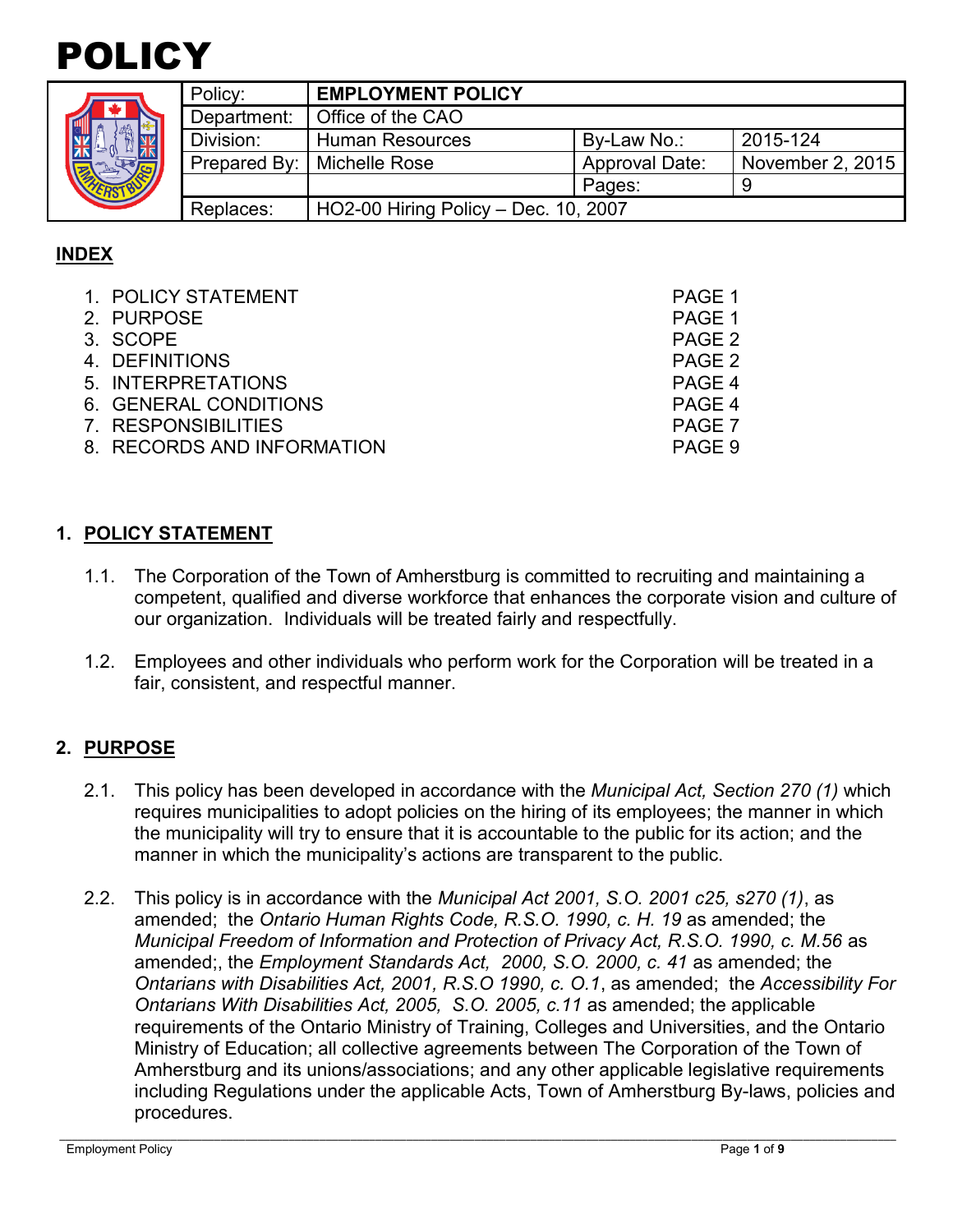# POLICY

| Policy: | **EMPLOYMENT POLICY** | | |
|---|---|---|---|
| Department: | Office of the CAO | | |
| Division: | Human Resources | By-Law No.: | 2015-124 |
| Prepared By: | Michelle Rose | Approval Date: | November 2, 2015 |
| | | Pages: | 9 |
| Replaces: | HO2-00 Hiring Policy – Dec. 10, 2007 | | |

## INDEX

| | |
|---|---|
| 1. POLICY STATEMENT | PAGE 1 |
| 2. PURPOSE | PAGE 1 |
| 3. SCOPE | PAGE 2 |
| 4. DEFINITIONS | PAGE 2 |
| 5. INTERPRETATIONS | PAGE 4 |
| 6. GENERAL CONDITIONS | PAGE 4 |
| 7. RESPONSIBILITIES | PAGE 7 |
| 8. RECORDS AND INFORMATION | PAGE 9 |

## 1. POLICY STATEMENT

1.1. The Corporation of the Town of Amherstburg is committed to recruiting and maintaining a competent, qualified and diverse workforce that enhances the corporate vision and culture of our organization. Individuals will be treated fairly and respectfully.

1.2. Employees and other individuals who perform work for the Corporation will be treated in a fair, consistent, and respectful manner.

## 2. PURPOSE

2.1. This policy has been developed in accordance with the *Municipal Act, Section 270 (1)* which requires municipalities to adopt policies on the hiring of its employees; the manner in which the municipality will try to ensure that it is accountable to the public for its action; and the manner in which the municipality's actions are transparent to the public.

2.2. This policy is in accordance with the *Municipal Act 2001, S.O. 2001 c25, s270 (1)*, as amended; the *Ontario Human Rights Code, R.S.O. 1990, c. H. 19* as amended; the *Municipal Freedom of Information and Protection of Privacy Act, R.S.O. 1990, c. M.56* as amended;, the *Employment Standards Act, 2000, S.O. 2000, c. 41* as amended; the *Ontarians with Disabilities Act, 2001, R.S.O 1990, c. O.1*, as amended; the *Accessibility For Ontarians With Disabilities Act, 2005, S.O. 2005, c.11* as amended; the applicable requirements of the Ontario Ministry of Training, Colleges and Universities, and the Ontario Ministry of Education; all collective agreements between The Corporation of the Town of Amherstburg and its unions/associations; and any other applicable legislative requirements including Regulations under the applicable Acts, Town of Amherstburg By-laws, policies and procedures.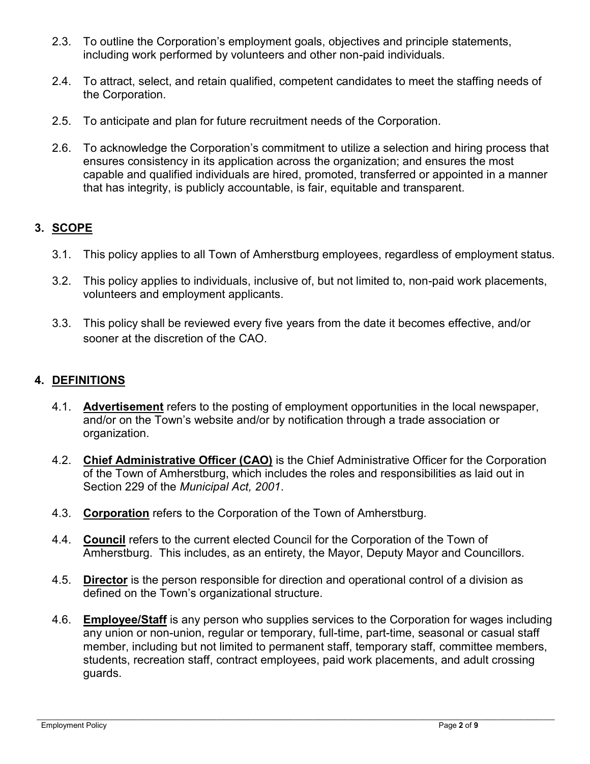2.3. To outline the Corporation's employment goals, objectives and principle statements, including work performed by volunteers and other non-paid individuals.

2.4. To attract, select, and retain qualified, competent candidates to meet the staffing needs of the Corporation.

2.5. To anticipate and plan for future recruitment needs of the Corporation.

2.6. To acknowledge the Corporation's commitment to utilize a selection and hiring process that ensures consistency in its application across the organization; and ensures the most capable and qualified individuals are hired, promoted, transferred or appointed in a manner that has integrity, is publicly accountable, is fair, equitable and transparent.

## 3. SCOPE

3.1. This policy applies to all Town of Amherstburg employees, regardless of employment status.

3.2. This policy applies to individuals, inclusive of, but not limited to, non-paid work placements, volunteers and employment applicants.

3.3. This policy shall be reviewed every five years from the date it becomes effective, and/or sooner at the discretion of the CAO.

## 4. DEFINITIONS

4.1. **Advertisement** refers to the posting of employment opportunities in the local newspaper, and/or on the Town's website and/or by notification through a trade association or organization.

4.2. **Chief Administrative Officer (CAO)** is the Chief Administrative Officer for the Corporation of the Town of Amherstburg, which includes the roles and responsibilities as laid out in Section 229 of the *Municipal Act, 2001*.

4.3. **Corporation** refers to the Corporation of the Town of Amherstburg.

4.4. **Council** refers to the current elected Council for the Corporation of the Town of Amherstburg. This includes, as an entirety, the Mayor, Deputy Mayor and Councillors.

4.5. **Director** is the person responsible for direction and operational control of a division as defined on the Town's organizational structure.

4.6. **Employee/Staff** is any person who supplies services to the Corporation for wages including any union or non-union, regular or temporary, full-time, part-time, seasonal or casual staff member, including but not limited to permanent staff, temporary staff, committee members, students, recreation staff, contract employees, paid work placements, and adult crossing guards.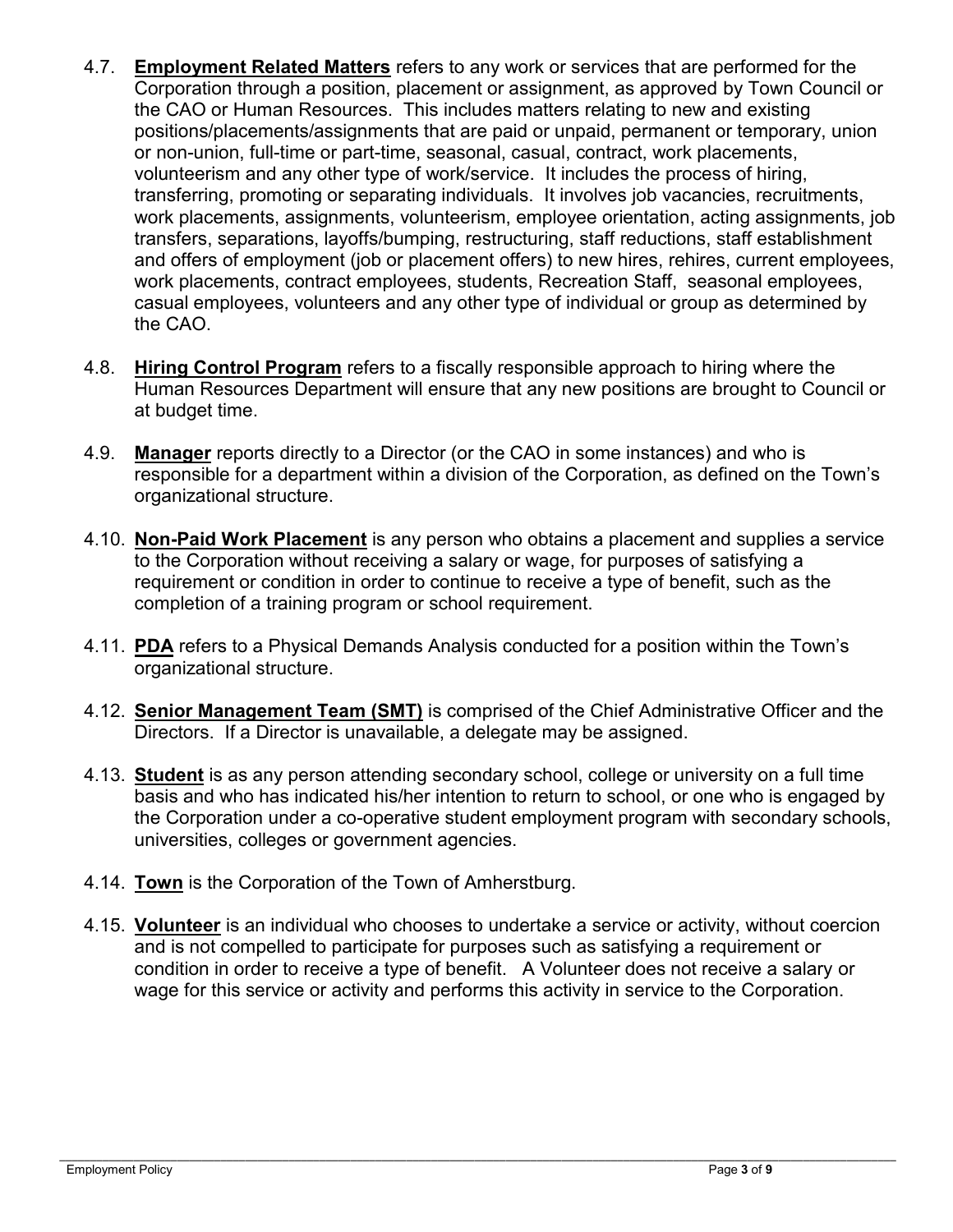4.7. **Employment Related Matters** refers to any work or services that are performed for the Corporation through a position, placement or assignment, as approved by Town Council or the CAO or Human Resources. This includes matters relating to new and existing positions/placements/assignments that are paid or unpaid, permanent or temporary, union or non-union, full-time or part-time, seasonal, casual, contract, work placements, volunteerism and any other type of work/service. It includes the process of hiring, transferring, promoting or separating individuals. It involves job vacancies, recruitments, work placements, assignments, volunteerism, employee orientation, acting assignments, job transfers, separations, layoffs/bumping, restructuring, staff reductions, staff establishment and offers of employment (job or placement offers) to new hires, rehires, current employees, work placements, contract employees, students, Recreation Staff, seasonal employees, casual employees, volunteers and any other type of individual or group as determined by the CAO.

4.8. **Hiring Control Program** refers to a fiscally responsible approach to hiring where the Human Resources Department will ensure that any new positions are brought to Council or at budget time.

4.9. **Manager** reports directly to a Director (or the CAO in some instances) and who is responsible for a department within a division of the Corporation, as defined on the Town's organizational structure.

4.10. **Non-Paid Work Placement** is any person who obtains a placement and supplies a service to the Corporation without receiving a salary or wage, for purposes of satisfying a requirement or condition in order to continue to receive a type of benefit, such as the completion of a training program or school requirement.

4.11. **PDA** refers to a Physical Demands Analysis conducted for a position within the Town's organizational structure.

4.12. **Senior Management Team (SMT)** is comprised of the Chief Administrative Officer and the Directors. If a Director is unavailable, a delegate may be assigned.

4.13. **Student** is as any person attending secondary school, college or university on a full time basis and who has indicated his/her intention to return to school, or one who is engaged by the Corporation under a co-operative student employment program with secondary schools, universities, colleges or government agencies.

4.14. **Town** is the Corporation of the Town of Amherstburg.

4.15. **Volunteer** is an individual who chooses to undertake a service or activity, without coercion and is not compelled to participate for purposes such as satisfying a requirement or condition in order to receive a type of benefit. A Volunteer does not receive a salary or wage for this service or activity and performs this activity in service to the Corporation.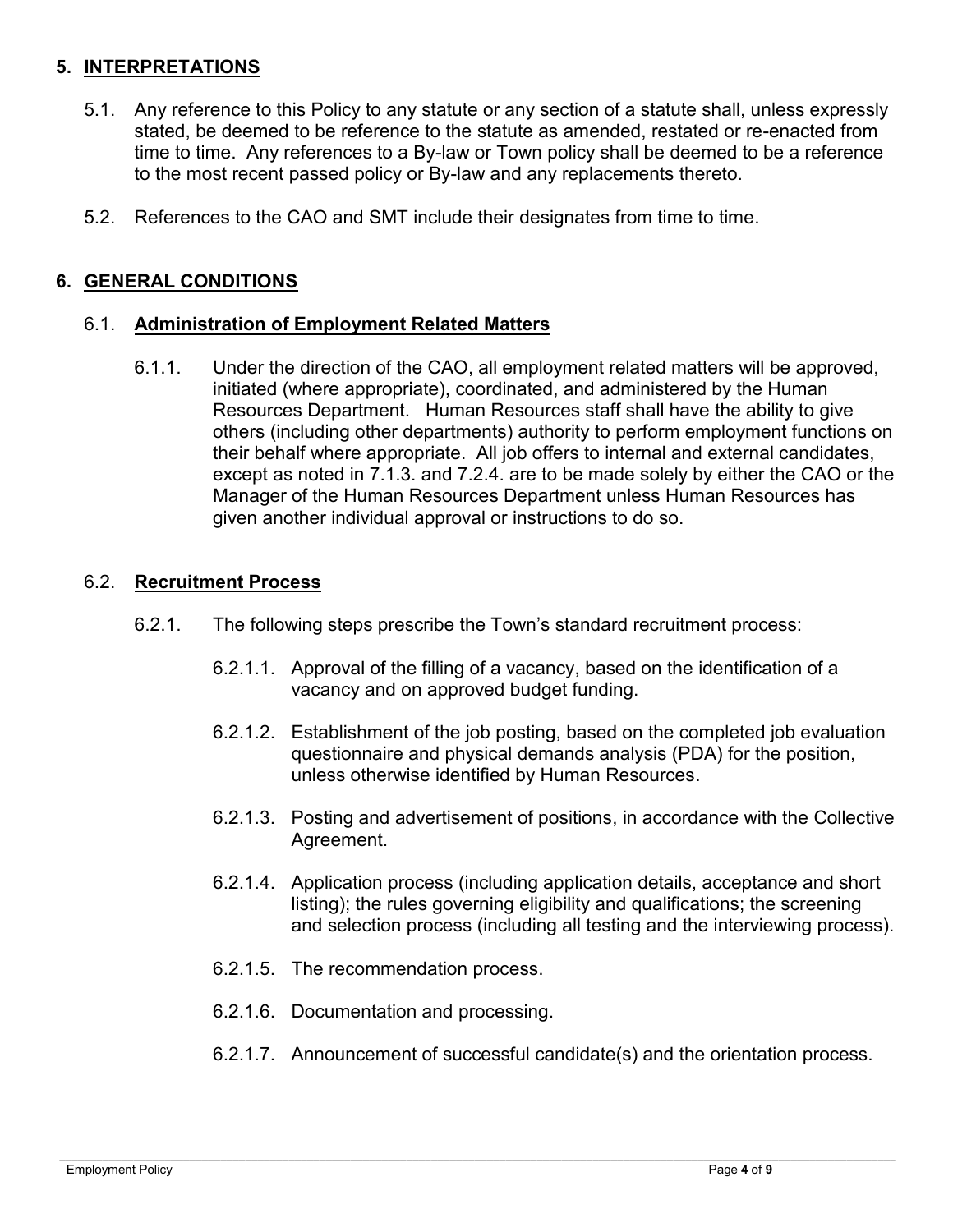## 5. INTERPRETATIONS

5.1. Any reference to this Policy to any statute or any section of a statute shall, unless expressly stated, be deemed to be reference to the statute as amended, restated or re-enacted from time to time. Any references to a By-law or Town policy shall be deemed to be a reference to the most recent passed policy or By-law and any replacements thereto.

5.2. References to the CAO and SMT include their designates from time to time.

## 6. GENERAL CONDITIONS

### 6.1. Administration of Employment Related Matters

6.1.1. Under the direction of the CAO, all employment related matters will be approved, initiated (where appropriate), coordinated, and administered by the Human Resources Department. Human Resources staff shall have the ability to give others (including other departments) authority to perform employment functions on their behalf where appropriate. All job offers to internal and external candidates, except as noted in 7.1.3. and 7.2.4. are to be made solely by either the CAO or the Manager of the Human Resources Department unless Human Resources has given another individual approval or instructions to do so.

### 6.2. Recruitment Process

6.2.1. The following steps prescribe the Town's standard recruitment process:

6.2.1.1. Approval of the filling of a vacancy, based on the identification of a vacancy and on approved budget funding.

6.2.1.2. Establishment of the job posting, based on the completed job evaluation questionnaire and physical demands analysis (PDA) for the position, unless otherwise identified by Human Resources.

6.2.1.3. Posting and advertisement of positions, in accordance with the Collective Agreement.

6.2.1.4. Application process (including application details, acceptance and short listing); the rules governing eligibility and qualifications; the screening and selection process (including all testing and the interviewing process).

6.2.1.5. The recommendation process.

6.2.1.6. Documentation and processing.

6.2.1.7. Announcement of successful candidate(s) and the orientation process.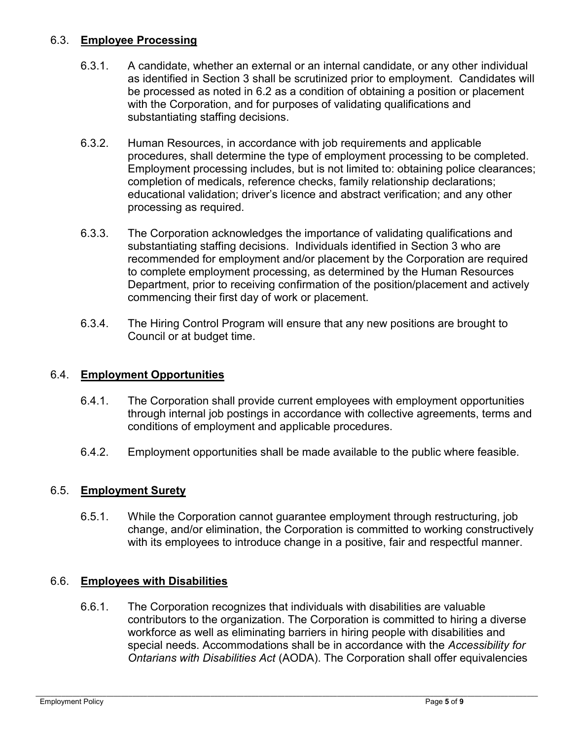## 6.3. **Employee Processing**

6.3.1. A candidate, whether an external or an internal candidate, or any other individual as identified in Section 3 shall be scrutinized prior to employment. Candidates will be processed as noted in 6.2 as a condition of obtaining a position or placement with the Corporation, and for purposes of validating qualifications and substantiating staffing decisions.

6.3.2. Human Resources, in accordance with job requirements and applicable procedures, shall determine the type of employment processing to be completed. Employment processing includes, but is not limited to: obtaining police clearances; completion of medicals, reference checks, family relationship declarations; educational validation; driver's licence and abstract verification; and any other processing as required.

6.3.3. The Corporation acknowledges the importance of validating qualifications and substantiating staffing decisions. Individuals identified in Section 3 who are recommended for employment and/or placement by the Corporation are required to complete employment processing, as determined by the Human Resources Department, prior to receiving confirmation of the position/placement and actively commencing their first day of work or placement.

6.3.4. The Hiring Control Program will ensure that any new positions are brought to Council or at budget time.

## 6.4. **Employment Opportunities**

6.4.1. The Corporation shall provide current employees with employment opportunities through internal job postings in accordance with collective agreements, terms and conditions of employment and applicable procedures.

6.4.2. Employment opportunities shall be made available to the public where feasible.

## 6.5. **Employment Surety**

6.5.1. While the Corporation cannot guarantee employment through restructuring, job change, and/or elimination, the Corporation is committed to working constructively with its employees to introduce change in a positive, fair and respectful manner.

## 6.6. **Employees with Disabilities**

6.6.1. The Corporation recognizes that individuals with disabilities are valuable contributors to the organization. The Corporation is committed to hiring a diverse workforce as well as eliminating barriers in hiring people with disabilities and special needs. Accommodations shall be in accordance with the *Accessibility for Ontarians with Disabilities Act* (AODA). The Corporation shall offer equivalencies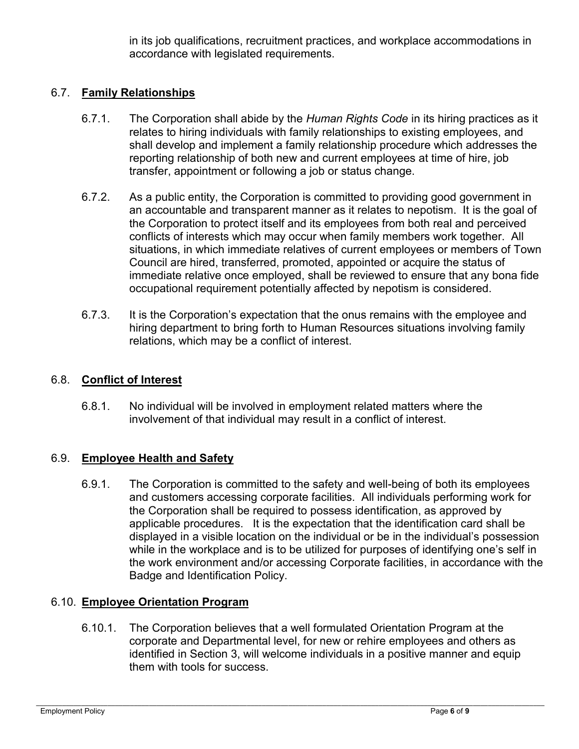in its job qualifications, recruitment practices, and workplace accommodations in accordance with legislated requirements.

## 6.7. **Family Relationships**

6.7.1. The Corporation shall abide by the *Human Rights Code* in its hiring practices as it relates to hiring individuals with family relationships to existing employees, and shall develop and implement a family relationship procedure which addresses the reporting relationship of both new and current employees at time of hire, job transfer, appointment or following a job or status change.

6.7.2. As a public entity, the Corporation is committed to providing good government in an accountable and transparent manner as it relates to nepotism. It is the goal of the Corporation to protect itself and its employees from both real and perceived conflicts of interests which may occur when family members work together. All situations, in which immediate relatives of current employees or members of Town Council are hired, transferred, promoted, appointed or acquire the status of immediate relative once employed, shall be reviewed to ensure that any bona fide occupational requirement potentially affected by nepotism is considered.

6.7.3. It is the Corporation's expectation that the onus remains with the employee and hiring department to bring forth to Human Resources situations involving family relations, which may be a conflict of interest.

## 6.8. **Conflict of Interest**

6.8.1. No individual will be involved in employment related matters where the involvement of that individual may result in a conflict of interest.

## 6.9. **Employee Health and Safety**

6.9.1. The Corporation is committed to the safety and well-being of both its employees and customers accessing corporate facilities. All individuals performing work for the Corporation shall be required to possess identification, as approved by applicable procedures. It is the expectation that the identification card shall be displayed in a visible location on the individual or be in the individual's possession while in the workplace and is to be utilized for purposes of identifying one's self in the work environment and/or accessing Corporate facilities, in accordance with the Badge and Identification Policy.

## 6.10. **Employee Orientation Program**

6.10.1. The Corporation believes that a well formulated Orientation Program at the corporate and Departmental level, for new or rehire employees and others as identified in Section 3, will welcome individuals in a positive manner and equip them with tools for success.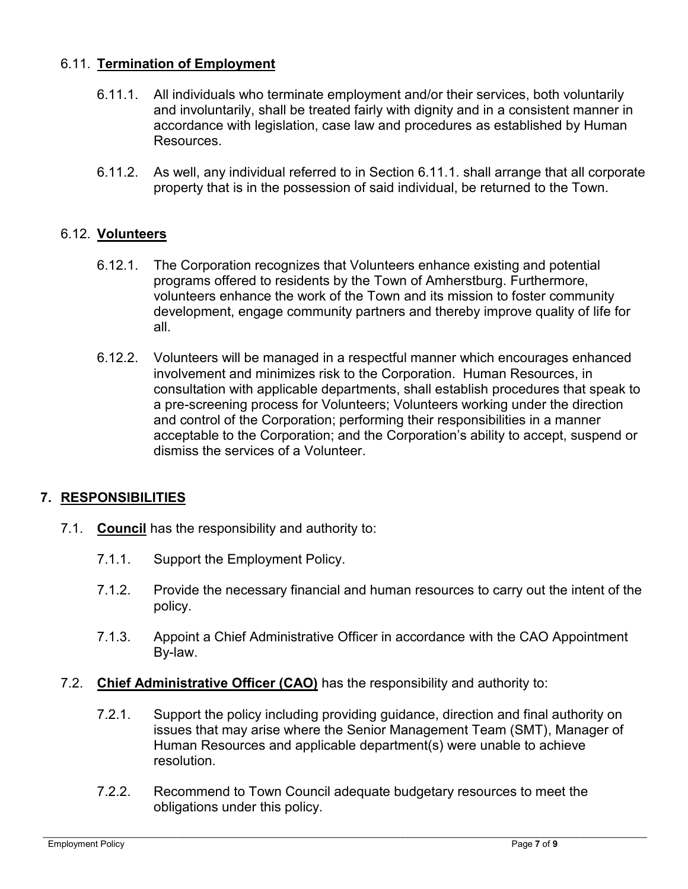### 6.11. **Termination of Employment**

6.11.1. All individuals who terminate employment and/or their services, both voluntarily and involuntarily, shall be treated fairly with dignity and in a consistent manner in accordance with legislation, case law and procedures as established by Human Resources.

6.11.2. As well, any individual referred to in Section 6.11.1. shall arrange that all corporate property that is in the possession of said individual, be returned to the Town.

### 6.12. **Volunteers**

6.12.1. The Corporation recognizes that Volunteers enhance existing and potential programs offered to residents by the Town of Amherstburg. Furthermore, volunteers enhance the work of the Town and its mission to foster community development, engage community partners and thereby improve quality of life for all.

6.12.2. Volunteers will be managed in a respectful manner which encourages enhanced involvement and minimizes risk to the Corporation. Human Resources, in consultation with applicable departments, shall establish procedures that speak to a pre-screening process for Volunteers; Volunteers working under the direction and control of the Corporation; performing their responsibilities in a manner acceptable to the Corporation; and the Corporation's ability to accept, suspend or dismiss the services of a Volunteer.

## 7. RESPONSIBILITIES

7.1. **Council** has the responsibility and authority to:

7.1.1. Support the Employment Policy.

7.1.2. Provide the necessary financial and human resources to carry out the intent of the policy.

7.1.3. Appoint a Chief Administrative Officer in accordance with the CAO Appointment By-law.

7.2. **Chief Administrative Officer (CAO)** has the responsibility and authority to:

7.2.1. Support the policy including providing guidance, direction and final authority on issues that may arise where the Senior Management Team (SMT), Manager of Human Resources and applicable department(s) were unable to achieve resolution.

7.2.2. Recommend to Town Council adequate budgetary resources to meet the obligations under this policy.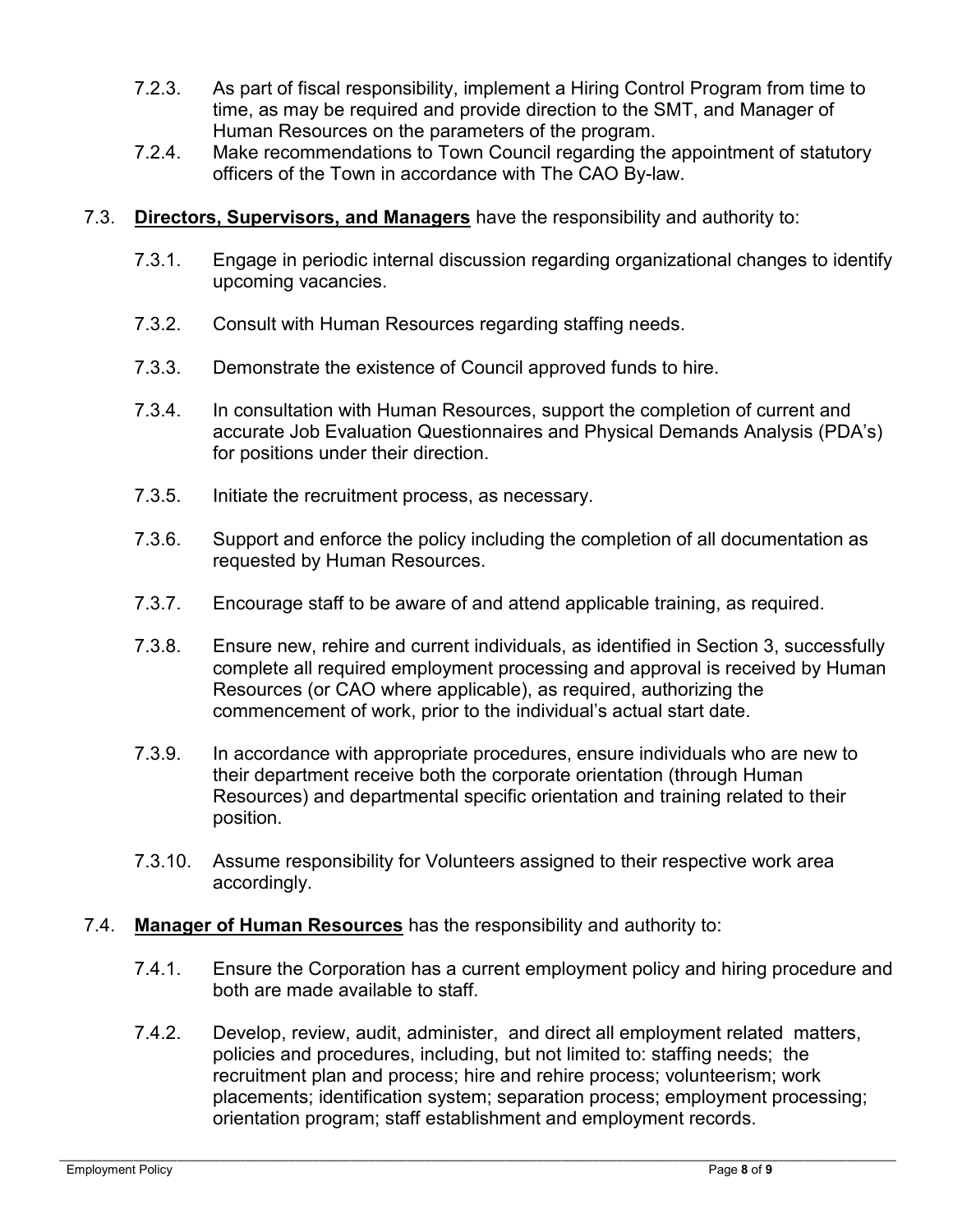7.2.3. As part of fiscal responsibility, implement a Hiring Control Program from time to time, as may be required and provide direction to the SMT, and Manager of Human Resources on the parameters of the program.

7.2.4. Make recommendations to Town Council regarding the appointment of statutory officers of the Town in accordance with The CAO By-law.

7.3. **Directors, Supervisors, and Managers** have the responsibility and authority to:

7.3.1. Engage in periodic internal discussion regarding organizational changes to identify upcoming vacancies.

7.3.2. Consult with Human Resources regarding staffing needs.

7.3.3. Demonstrate the existence of Council approved funds to hire.

7.3.4. In consultation with Human Resources, support the completion of current and accurate Job Evaluation Questionnaires and Physical Demands Analysis (PDA's) for positions under their direction.

7.3.5. Initiate the recruitment process, as necessary.

7.3.6. Support and enforce the policy including the completion of all documentation as requested by Human Resources.

7.3.7. Encourage staff to be aware of and attend applicable training, as required.

7.3.8. Ensure new, rehire and current individuals, as identified in Section 3, successfully complete all required employment processing and approval is received by Human Resources (or CAO where applicable), as required, authorizing the commencement of work, prior to the individual's actual start date.

7.3.9. In accordance with appropriate procedures, ensure individuals who are new to their department receive both the corporate orientation (through Human Resources) and departmental specific orientation and training related to their position.

7.3.10. Assume responsibility for Volunteers assigned to their respective work area accordingly.

7.4. **Manager of Human Resources** has the responsibility and authority to:

7.4.1. Ensure the Corporation has a current employment policy and hiring procedure and both are made available to staff.

7.4.2. Develop, review, audit, administer, and direct all employment related matters, policies and procedures, including, but not limited to: staffing needs; the recruitment plan and process; hire and rehire process; volunteerism; work placements; identification system; separation process; employment processing; orientation program; staff establishment and employment records.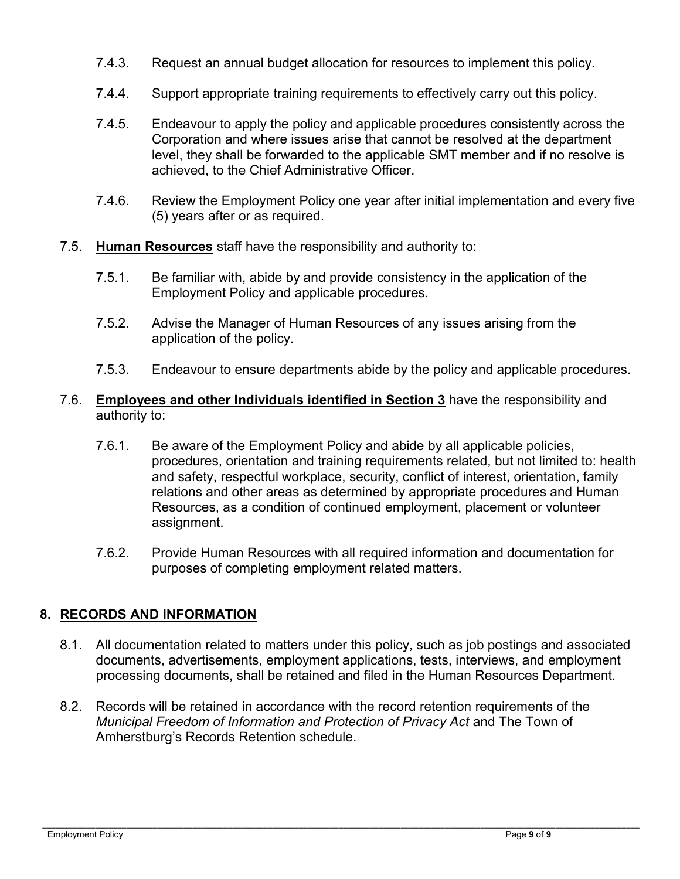7.4.3. Request an annual budget allocation for resources to implement this policy.

7.4.4. Support appropriate training requirements to effectively carry out this policy.

7.4.5. Endeavour to apply the policy and applicable procedures consistently across the Corporation and where issues arise that cannot be resolved at the department level, they shall be forwarded to the applicable SMT member and if no resolve is achieved, to the Chief Administrative Officer.

7.4.6. Review the Employment Policy one year after initial implementation and every five (5) years after or as required.

7.5. **Human Resources** staff have the responsibility and authority to:

7.5.1. Be familiar with, abide by and provide consistency in the application of the Employment Policy and applicable procedures.

7.5.2. Advise the Manager of Human Resources of any issues arising from the application of the policy.

7.5.3. Endeavour to ensure departments abide by the policy and applicable procedures.

7.6. **Employees and other Individuals identified in Section 3** have the responsibility and authority to:

7.6.1. Be aware of the Employment Policy and abide by all applicable policies, procedures, orientation and training requirements related, but not limited to: health and safety, respectful workplace, security, conflict of interest, orientation, family relations and other areas as determined by appropriate procedures and Human Resources, as a condition of continued employment, placement or volunteer assignment.

7.6.2. Provide Human Resources with all required information and documentation for purposes of completing employment related matters.

## 8. RECORDS AND INFORMATION

8.1. All documentation related to matters under this policy, such as job postings and associated documents, advertisements, employment applications, tests, interviews, and employment processing documents, shall be retained and filed in the Human Resources Department.

8.2. Records will be retained in accordance with the record retention requirements of the *Municipal Freedom of Information and Protection of Privacy Act* and The Town of Amherstburg's Records Retention schedule.